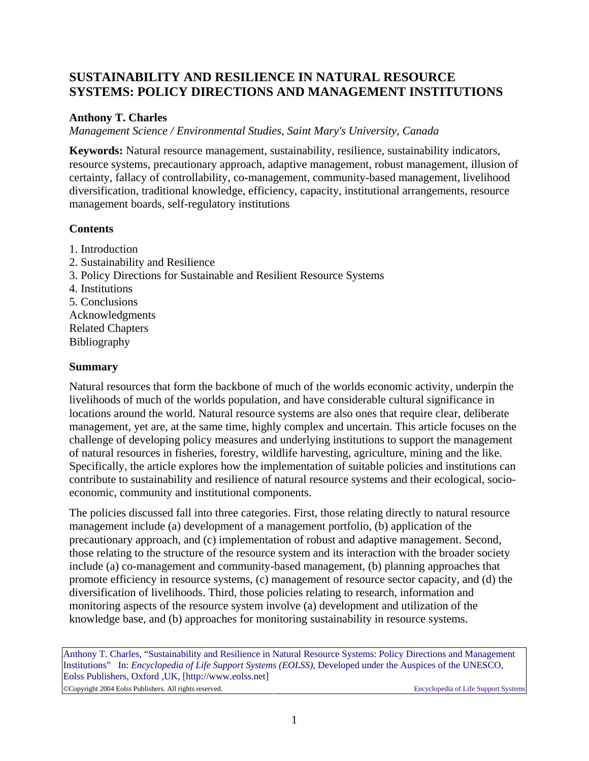# SUSTAINABILITY AND RESILIENCE IN NATURAL RESOURCE SYSTEMS: POLICY DIRECTIONS AND MANAGEMENT INSTITUTIONS

**Anthony T. Charles**

*Management Science / Environmental Studies, Saint Mary's University, Canada*

**Keywords:** Natural resource management, sustainability, resilience, sustainability indicators, resource systems, precautionary approach, adaptive management, robust management, illusion of certainty, fallacy of controllability, co-management, community-based management, livelihood diversification, traditional knowledge, efficiency, capacity, institutional arrangements, resource management boards, self-regulatory institutions

## Contents

1. Introduction
2. Sustainability and Resilience
3. Policy Directions for Sustainable and Resilient Resource Systems
4. Institutions
5. Conclusions

Acknowledgments
Related Chapters
Bibliography

## Summary

Natural resources that form the backbone of much of the worlds economic activity, underpin the livelihoods of much of the worlds population, and have considerable cultural significance in locations around the world. Natural resource systems are also ones that require clear, deliberate management, yet are, at the same time, highly complex and uncertain. This article focuses on the challenge of developing policy measures and underlying institutions to support the management of natural resources in fisheries, forestry, wildlife harvesting, agriculture, mining and the like. Specifically, the article explores how the implementation of suitable policies and institutions can contribute to sustainability and resilience of natural resource systems and their ecological, socio-economic, community and institutional components.

The policies discussed fall into three categories. First, those relating directly to natural resource management include (a) development of a management portfolio, (b) application of the precautionary approach, and (c) implementation of robust and adaptive management. Second, those relating to the structure of the resource system and its interaction with the broader society include (a) co-management and community-based management, (b) planning approaches that promote efficiency in resource systems, (c) management of resource sector capacity, and (d) the diversification of livelihoods. Third, those policies relating to research, information and monitoring aspects of the resource system involve (a) development and utilization of the knowledge base, and (b) approaches for monitoring sustainability in resource systems.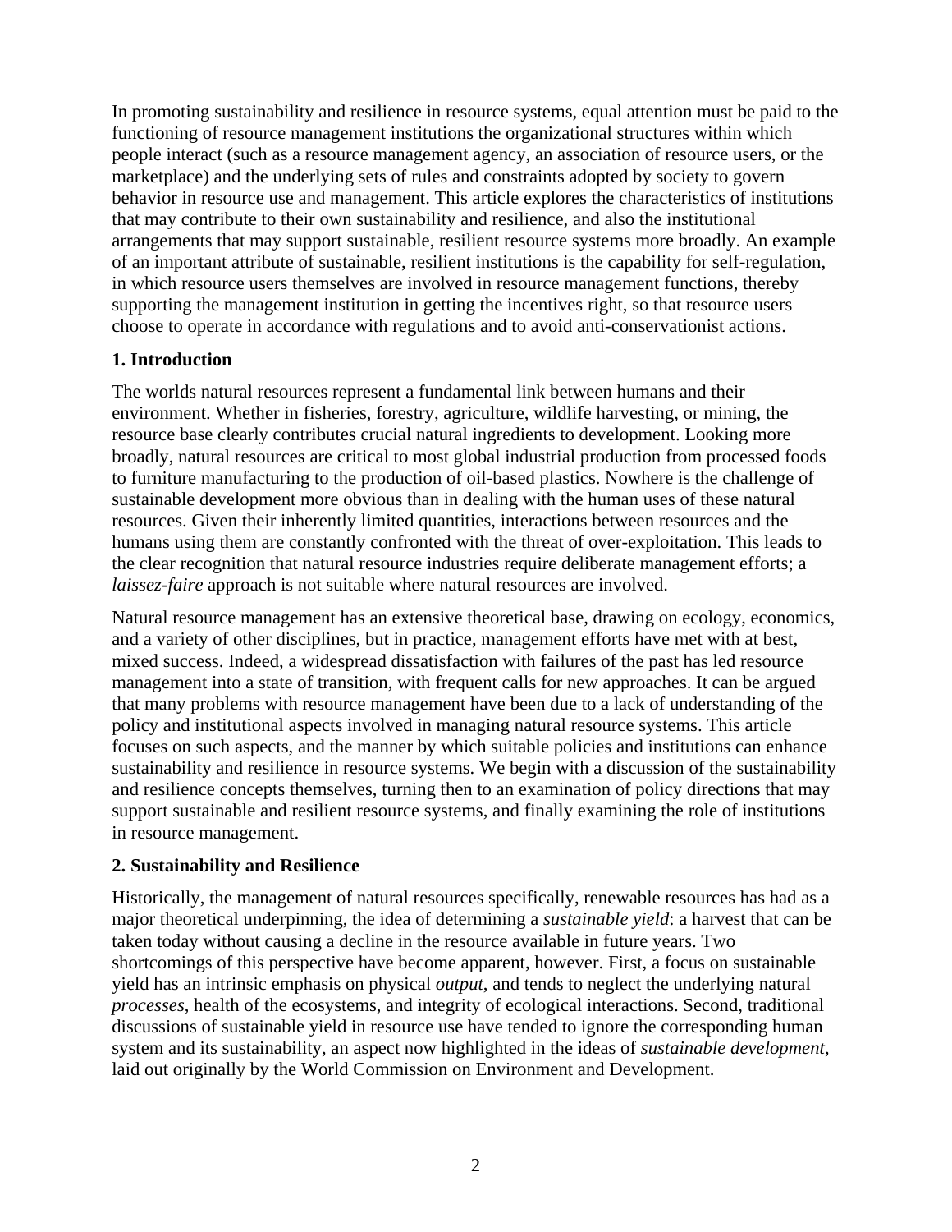In promoting sustainability and resilience in resource systems, equal attention must be paid to the functioning of resource management institutions the organizational structures within which people interact (such as a resource management agency, an association of resource users, or the marketplace) and the underlying sets of rules and constraints adopted by society to govern behavior in resource use and management. This article explores the characteristics of institutions that may contribute to their own sustainability and resilience, and also the institutional arrangements that may support sustainable, resilient resource systems more broadly. An example of an important attribute of sustainable, resilient institutions is the capability for self-regulation, in which resource users themselves are involved in resource management functions, thereby supporting the management institution in getting the incentives right, so that resource users choose to operate in accordance with regulations and to avoid anti-conservationist actions.

## 1. Introduction

The worlds natural resources represent a fundamental link between humans and their environment. Whether in fisheries, forestry, agriculture, wildlife harvesting, or mining, the resource base clearly contributes crucial natural ingredients to development. Looking more broadly, natural resources are critical to most global industrial production from processed foods to furniture manufacturing to the production of oil-based plastics. Nowhere is the challenge of sustainable development more obvious than in dealing with the human uses of these natural resources. Given their inherently limited quantities, interactions between resources and the humans using them are constantly confronted with the threat of over-exploitation. This leads to the clear recognition that natural resource industries require deliberate management efforts; a *laissez-faire* approach is not suitable where natural resources are involved.

Natural resource management has an extensive theoretical base, drawing on ecology, economics, and a variety of other disciplines, but in practice, management efforts have met with at best, mixed success. Indeed, a widespread dissatisfaction with failures of the past has led resource management into a state of transition, with frequent calls for new approaches. It can be argued that many problems with resource management have been due to a lack of understanding of the policy and institutional aspects involved in managing natural resource systems. This article focuses on such aspects, and the manner by which suitable policies and institutions can enhance sustainability and resilience in resource systems. We begin with a discussion of the sustainability and resilience concepts themselves, turning then to an examination of policy directions that may support sustainable and resilient resource systems, and finally examining the role of institutions in resource management.

## 2. Sustainability and Resilience

Historically, the management of natural resources specifically, renewable resources has had as a major theoretical underpinning, the idea of determining a *sustainable yield*: a harvest that can be taken today without causing a decline in the resource available in future years. Two shortcomings of this perspective have become apparent, however. First, a focus on sustainable yield has an intrinsic emphasis on physical *output*, and tends to neglect the underlying natural *processes*, health of the ecosystems, and integrity of ecological interactions. Second, traditional discussions of sustainable yield in resource use have tended to ignore the corresponding human system and its sustainability, an aspect now highlighted in the ideas of *sustainable development*, laid out originally by the World Commission on Environment and Development.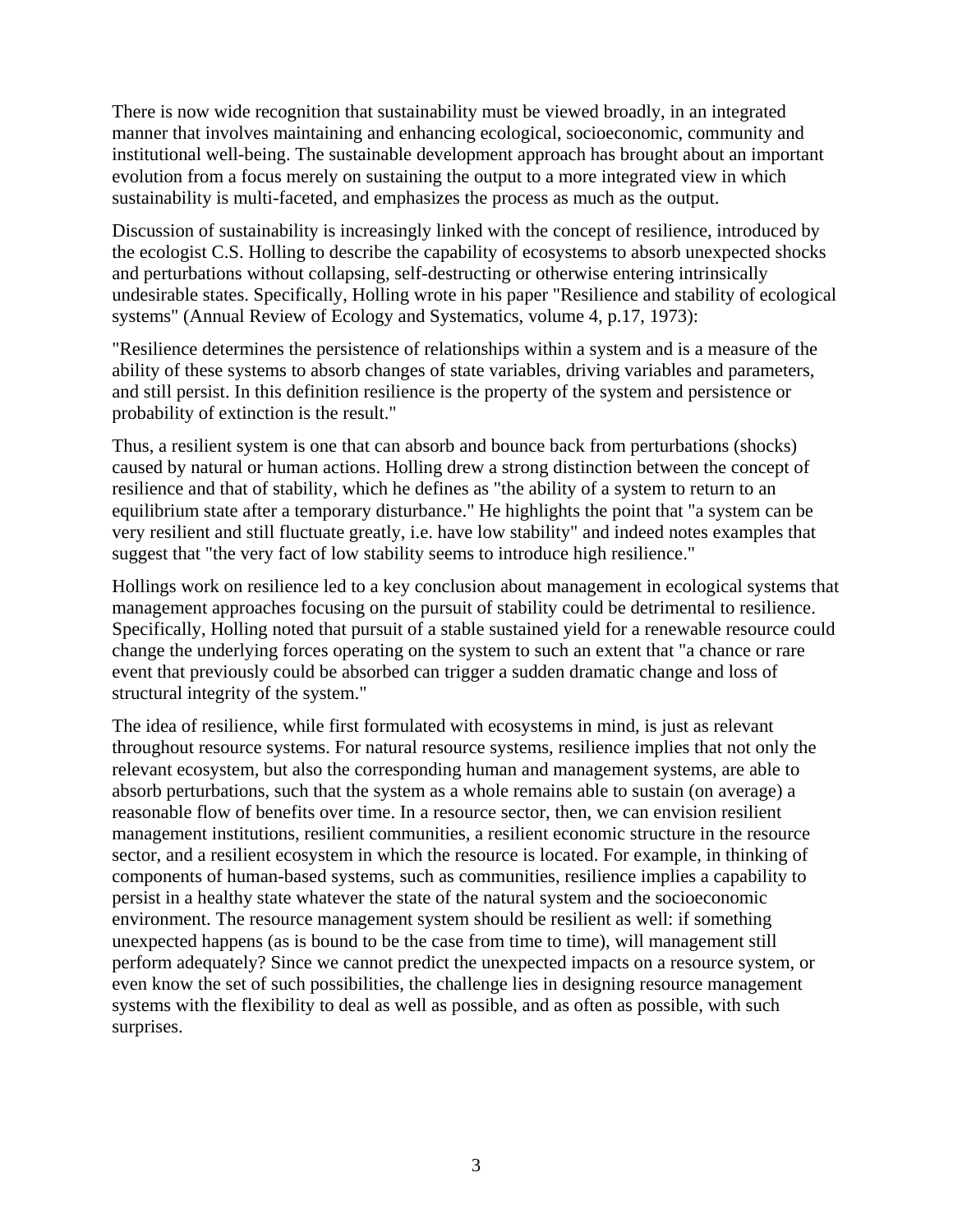There is now wide recognition that sustainability must be viewed broadly, in an integrated manner that involves maintaining and enhancing ecological, socioeconomic, community and institutional well-being. The sustainable development approach has brought about an important evolution from a focus merely on sustaining the output to a more integrated view in which sustainability is multi-faceted, and emphasizes the process as much as the output.

Discussion of sustainability is increasingly linked with the concept of resilience, introduced by the ecologist C.S. Holling to describe the capability of ecosystems to absorb unexpected shocks and perturbations without collapsing, self-destructing or otherwise entering intrinsically undesirable states. Specifically, Holling wrote in his paper "Resilience and stability of ecological systems" (Annual Review of Ecology and Systematics, volume 4, p.17, 1973):

"Resilience determines the persistence of relationships within a system and is a measure of the ability of these systems to absorb changes of state variables, driving variables and parameters, and still persist. In this definition resilience is the property of the system and persistence or probability of extinction is the result."

Thus, a resilient system is one that can absorb and bounce back from perturbations (shocks) caused by natural or human actions. Holling drew a strong distinction between the concept of resilience and that of stability, which he defines as "the ability of a system to return to an equilibrium state after a temporary disturbance." He highlights the point that "a system can be very resilient and still fluctuate greatly, i.e. have low stability" and indeed notes examples that suggest that "the very fact of low stability seems to introduce high resilience."

Hollings work on resilience led to a key conclusion about management in ecological systems that management approaches focusing on the pursuit of stability could be detrimental to resilience. Specifically, Holling noted that pursuit of a stable sustained yield for a renewable resource could change the underlying forces operating on the system to such an extent that "a chance or rare event that previously could be absorbed can trigger a sudden dramatic change and loss of structural integrity of the system."

The idea of resilience, while first formulated with ecosystems in mind, is just as relevant throughout resource systems. For natural resource systems, resilience implies that not only the relevant ecosystem, but also the corresponding human and management systems, are able to absorb perturbations, such that the system as a whole remains able to sustain (on average) a reasonable flow of benefits over time. In a resource sector, then, we can envision resilient management institutions, resilient communities, a resilient economic structure in the resource sector, and a resilient ecosystem in which the resource is located. For example, in thinking of components of human-based systems, such as communities, resilience implies a capability to persist in a healthy state whatever the state of the natural system and the socioeconomic environment. The resource management system should be resilient as well: if something unexpected happens (as is bound to be the case from time to time), will management still perform adequately? Since we cannot predict the unexpected impacts on a resource system, or even know the set of such possibilities, the challenge lies in designing resource management systems with the flexibility to deal as well as possible, and as often as possible, with such surprises.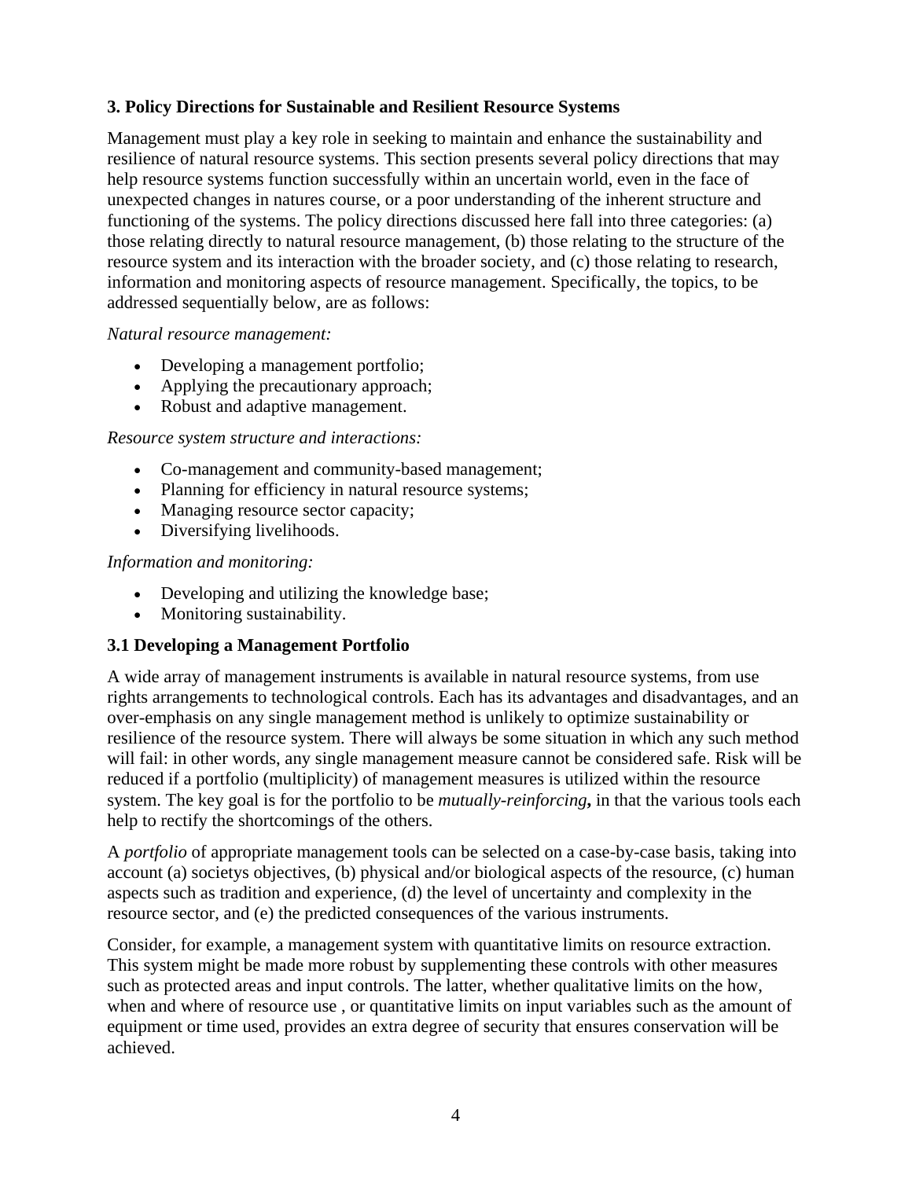### 3. Policy Directions for Sustainable and Resilient Resource Systems

Management must play a key role in seeking to maintain and enhance the sustainability and resilience of natural resource systems. This section presents several policy directions that may help resource systems function successfully within an uncertain world, even in the face of unexpected changes in natures course, or a poor understanding of the inherent structure and functioning of the systems. The policy directions discussed here fall into three categories: (a) those relating directly to natural resource management, (b) those relating to the structure of the resource system and its interaction with the broader society, and (c) those relating to research, information and monitoring aspects of resource management. Specifically, the topics, to be addressed sequentially below, are as follows:

*Natural resource management:*

- Developing a management portfolio;
- Applying the precautionary approach;
- Robust and adaptive management.

*Resource system structure and interactions:*

- Co-management and community-based management;
- Planning for efficiency in natural resource systems;
- Managing resource sector capacity;
- Diversifying livelihoods.

*Information and monitoring:*

- Developing and utilizing the knowledge base;
- Monitoring sustainability.

### 3.1 Developing a Management Portfolio

A wide array of management instruments is available in natural resource systems, from use rights arrangements to technological controls. Each has its advantages and disadvantages, and an over-emphasis on any single management method is unlikely to optimize sustainability or resilience of the resource system. There will always be some situation in which any such method will fail: in other words, any single management measure cannot be considered safe. Risk will be reduced if a portfolio (multiplicity) of management measures is utilized within the resource system. The key goal is for the portfolio to be *mutually-reinforcing***,** in that the various tools each help to rectify the shortcomings of the others.

A *portfolio* of appropriate management tools can be selected on a case-by-case basis, taking into account (a) societys objectives, (b) physical and/or biological aspects of the resource, (c) human aspects such as tradition and experience, (d) the level of uncertainty and complexity in the resource sector, and (e) the predicted consequences of the various instruments.

Consider, for example, a management system with quantitative limits on resource extraction. This system might be made more robust by supplementing these controls with other measures such as protected areas and input controls. The latter, whether qualitative limits on the how, when and where of resource use , or quantitative limits on input variables such as the amount of equipment or time used, provides an extra degree of security that ensures conservation will be achieved.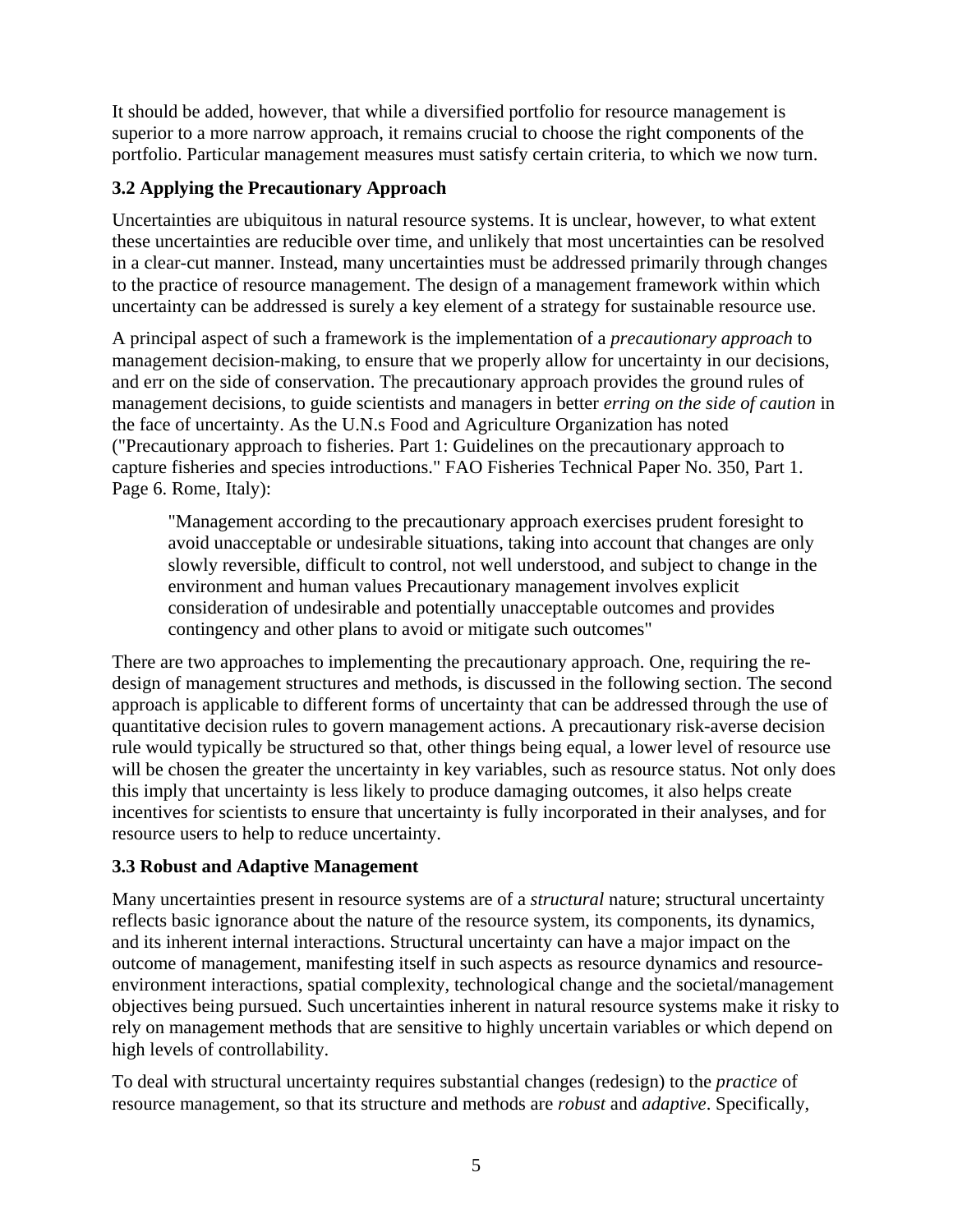It should be added, however, that while a diversified portfolio for resource management is superior to a more narrow approach, it remains crucial to choose the right components of the portfolio. Particular management measures must satisfy certain criteria, to which we now turn.

### 3.2 Applying the Precautionary Approach

Uncertainties are ubiquitous in natural resource systems. It is unclear, however, to what extent these uncertainties are reducible over time, and unlikely that most uncertainties can be resolved in a clear-cut manner. Instead, many uncertainties must be addressed primarily through changes to the practice of resource management. The design of a management framework within which uncertainty can be addressed is surely a key element of a strategy for sustainable resource use.

A principal aspect of such a framework is the implementation of a *precautionary approach* to management decision-making, to ensure that we properly allow for uncertainty in our decisions, and err on the side of conservation. The precautionary approach provides the ground rules of management decisions, to guide scientists and managers in better *erring on the side of caution* in the face of uncertainty. As the U.N.s Food and Agriculture Organization has noted ("Precautionary approach to fisheries. Part 1: Guidelines on the precautionary approach to capture fisheries and species introductions." FAO Fisheries Technical Paper No. 350, Part 1. Page 6. Rome, Italy):

> "Management according to the precautionary approach exercises prudent foresight to avoid unacceptable or undesirable situations, taking into account that changes are only slowly reversible, difficult to control, not well understood, and subject to change in the environment and human values Precautionary management involves explicit consideration of undesirable and potentially unacceptable outcomes and provides contingency and other plans to avoid or mitigate such outcomes"

There are two approaches to implementing the precautionary approach. One, requiring the re-design of management structures and methods, is discussed in the following section. The second approach is applicable to different forms of uncertainty that can be addressed through the use of quantitative decision rules to govern management actions. A precautionary risk-averse decision rule would typically be structured so that, other things being equal, a lower level of resource use will be chosen the greater the uncertainty in key variables, such as resource status. Not only does this imply that uncertainty is less likely to produce damaging outcomes, it also helps create incentives for scientists to ensure that uncertainty is fully incorporated in their analyses, and for resource users to help to reduce uncertainty.

### 3.3 Robust and Adaptive Management

Many uncertainties present in resource systems are of a *structural* nature; structural uncertainty reflects basic ignorance about the nature of the resource system, its components, its dynamics, and its inherent internal interactions. Structural uncertainty can have a major impact on the outcome of management, manifesting itself in such aspects as resource dynamics and resource-environment interactions, spatial complexity, technological change and the societal/management objectives being pursued. Such uncertainties inherent in natural resource systems make it risky to rely on management methods that are sensitive to highly uncertain variables or which depend on high levels of controllability.

To deal with structural uncertainty requires substantial changes (redesign) to the *practice* of resource management, so that its structure and methods are *robust* and *adaptive*. Specifically,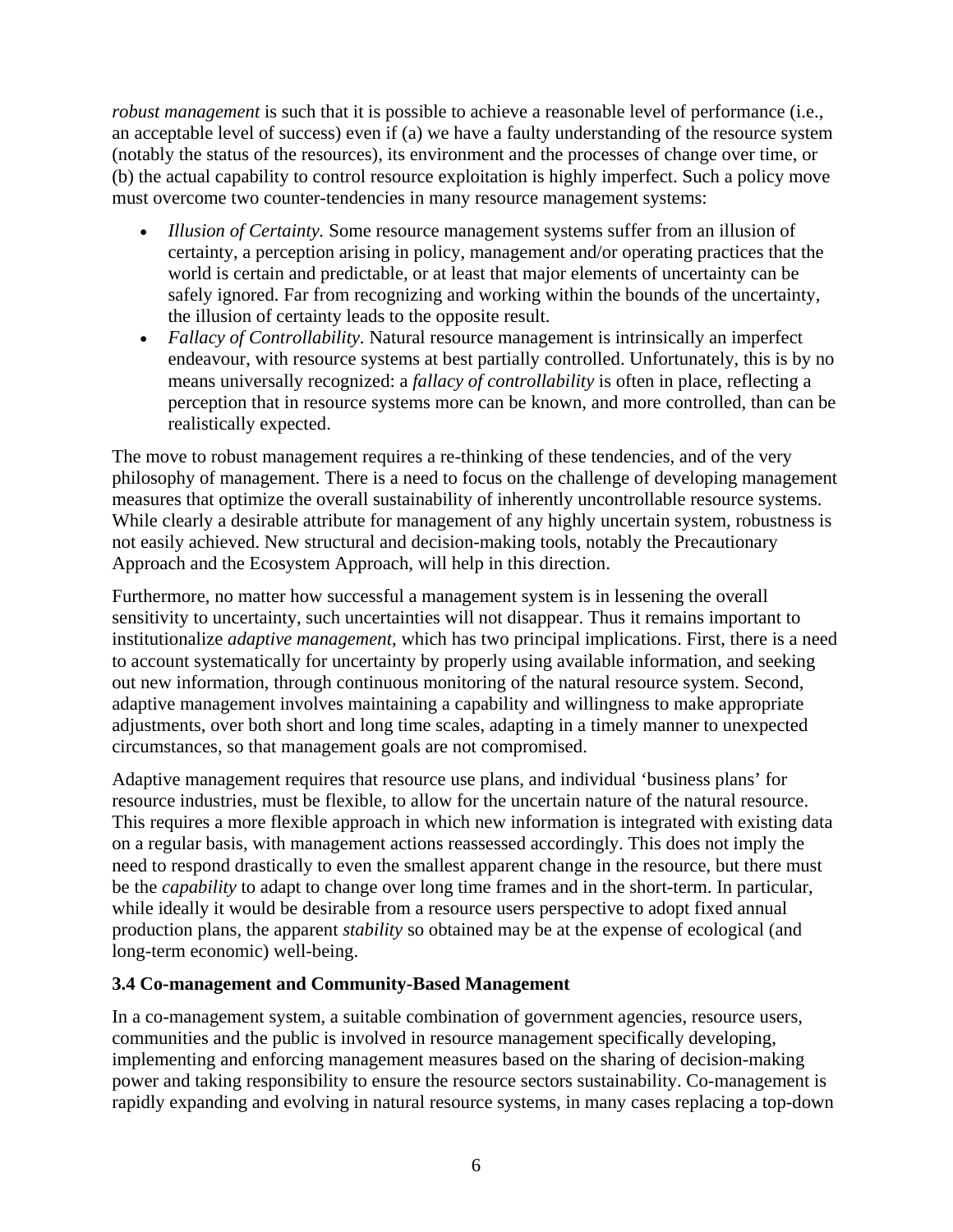*robust management* is such that it is possible to achieve a reasonable level of performance (i.e., an acceptable level of success) even if (a) we have a faulty understanding of the resource system (notably the status of the resources), its environment and the processes of change over time, or (b) the actual capability to control resource exploitation is highly imperfect. Such a policy move must overcome two counter-tendencies in many resource management systems:

- *Illusion of Certainty.* Some resource management systems suffer from an illusion of certainty, a perception arising in policy, management and/or operating practices that the world is certain and predictable, or at least that major elements of uncertainty can be safely ignored. Far from recognizing and working within the bounds of the uncertainty, the illusion of certainty leads to the opposite result.
- *Fallacy of Controllability.* Natural resource management is intrinsically an imperfect endeavour, with resource systems at best partially controlled. Unfortunately, this is by no means universally recognized: a *fallacy of controllability* is often in place, reflecting a perception that in resource systems more can be known, and more controlled, than can be realistically expected.

The move to robust management requires a re-thinking of these tendencies, and of the very philosophy of management. There is a need to focus on the challenge of developing management measures that optimize the overall sustainability of inherently uncontrollable resource systems. While clearly a desirable attribute for management of any highly uncertain system, robustness is not easily achieved. New structural and decision-making tools, notably the Precautionary Approach and the Ecosystem Approach, will help in this direction.

Furthermore, no matter how successful a management system is in lessening the overall sensitivity to uncertainty, such uncertainties will not disappear. Thus it remains important to institutionalize *adaptive management*, which has two principal implications. First, there is a need to account systematically for uncertainty by properly using available information, and seeking out new information, through continuous monitoring of the natural resource system. Second, adaptive management involves maintaining a capability and willingness to make appropriate adjustments, over both short and long time scales, adapting in a timely manner to unexpected circumstances, so that management goals are not compromised.

Adaptive management requires that resource use plans, and individual 'business plans' for resource industries, must be flexible, to allow for the uncertain nature of the natural resource. This requires a more flexible approach in which new information is integrated with existing data on a regular basis, with management actions reassessed accordingly. This does not imply the need to respond drastically to even the smallest apparent change in the resource, but there must be the *capability* to adapt to change over long time frames and in the short-term. In particular, while ideally it would be desirable from a resource users perspective to adopt fixed annual production plans, the apparent *stability* so obtained may be at the expense of ecological (and long-term economic) well-being.

### 3.4 Co-management and Community-Based Management

In a co-management system, a suitable combination of government agencies, resource users, communities and the public is involved in resource management specifically developing, implementing and enforcing management measures based on the sharing of decision-making power and taking responsibility to ensure the resource sectors sustainability. Co-management is rapidly expanding and evolving in natural resource systems, in many cases replacing a top-down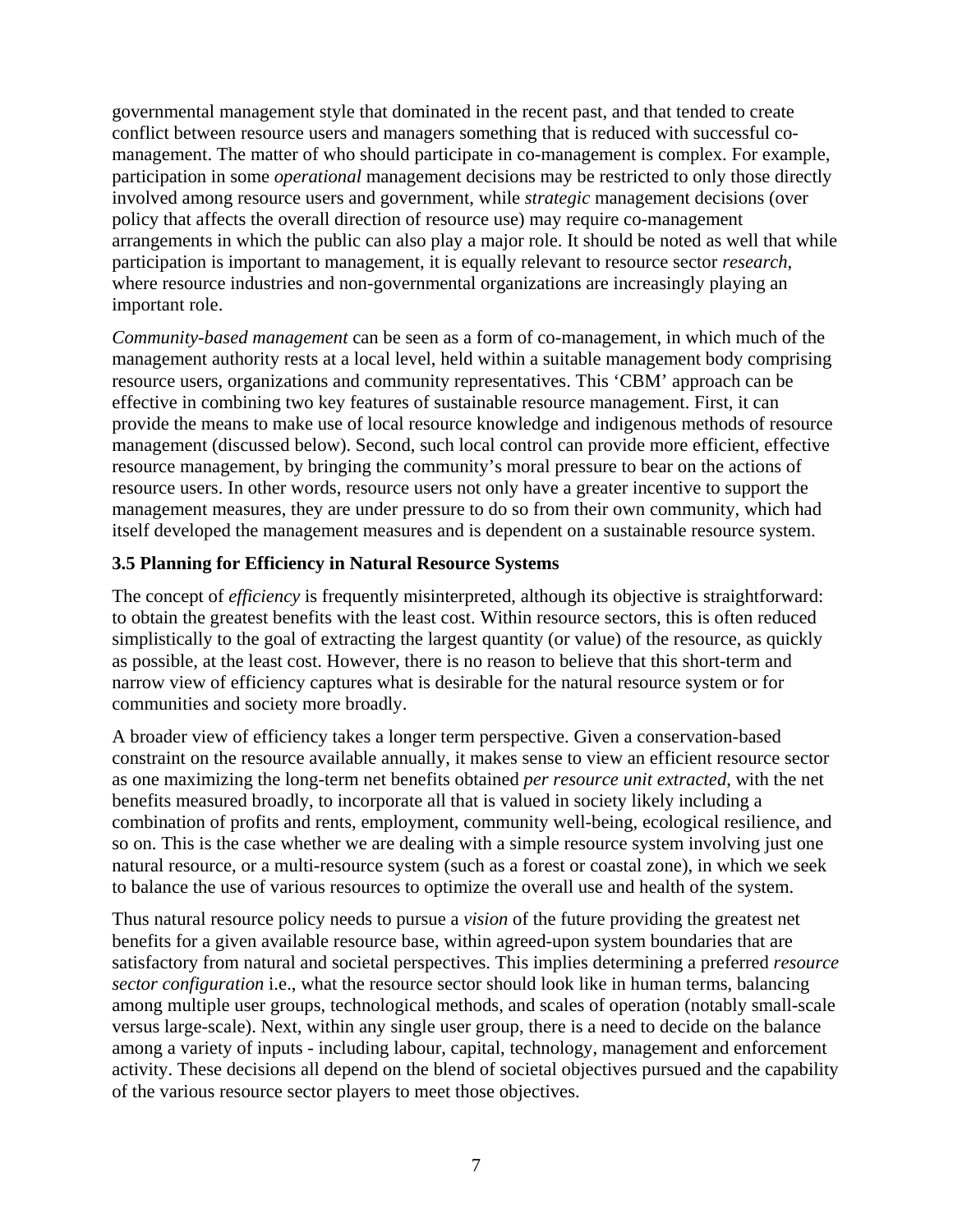governmental management style that dominated in the recent past, and that tended to create conflict between resource users and managers something that is reduced with successful co-management. The matter of who should participate in co-management is complex. For example, participation in some *operational* management decisions may be restricted to only those directly involved among resource users and government, while *strategic* management decisions (over policy that affects the overall direction of resource use) may require co-management arrangements in which the public can also play a major role. It should be noted as well that while participation is important to management, it is equally relevant to resource sector *research*, where resource industries and non-governmental organizations are increasingly playing an important role.

*Community-based management* can be seen as a form of co-management, in which much of the management authority rests at a local level, held within a suitable management body comprising resource users, organizations and community representatives. This 'CBM' approach can be effective in combining two key features of sustainable resource management. First, it can provide the means to make use of local resource knowledge and indigenous methods of resource management (discussed below). Second, such local control can provide more efficient, effective resource management, by bringing the community's moral pressure to bear on the actions of resource users. In other words, resource users not only have a greater incentive to support the management measures, they are under pressure to do so from their own community, which had itself developed the management measures and is dependent on a sustainable resource system.

### 3.5 Planning for Efficiency in Natural Resource Systems

The concept of *efficiency* is frequently misinterpreted, although its objective is straightforward: to obtain the greatest benefits with the least cost. Within resource sectors, this is often reduced simplistically to the goal of extracting the largest quantity (or value) of the resource, as quickly as possible, at the least cost. However, there is no reason to believe that this short-term and narrow view of efficiency captures what is desirable for the natural resource system or for communities and society more broadly.

A broader view of efficiency takes a longer term perspective. Given a conservation-based constraint on the resource available annually, it makes sense to view an efficient resource sector as one maximizing the long-term net benefits obtained *per resource unit extracted*, with the net benefits measured broadly, to incorporate all that is valued in society likely including a combination of profits and rents, employment, community well-being, ecological resilience, and so on. This is the case whether we are dealing with a simple resource system involving just one natural resource, or a multi-resource system (such as a forest or coastal zone), in which we seek to balance the use of various resources to optimize the overall use and health of the system.

Thus natural resource policy needs to pursue a *vision* of the future providing the greatest net benefits for a given available resource base, within agreed-upon system boundaries that are satisfactory from natural and societal perspectives. This implies determining a preferred *resource sector configuration* i.e., what the resource sector should look like in human terms, balancing among multiple user groups, technological methods, and scales of operation (notably small-scale versus large-scale). Next, within any single user group, there is a need to decide on the balance among a variety of inputs - including labour, capital, technology, management and enforcement activity. These decisions all depend on the blend of societal objectives pursued and the capability of the various resource sector players to meet those objectives.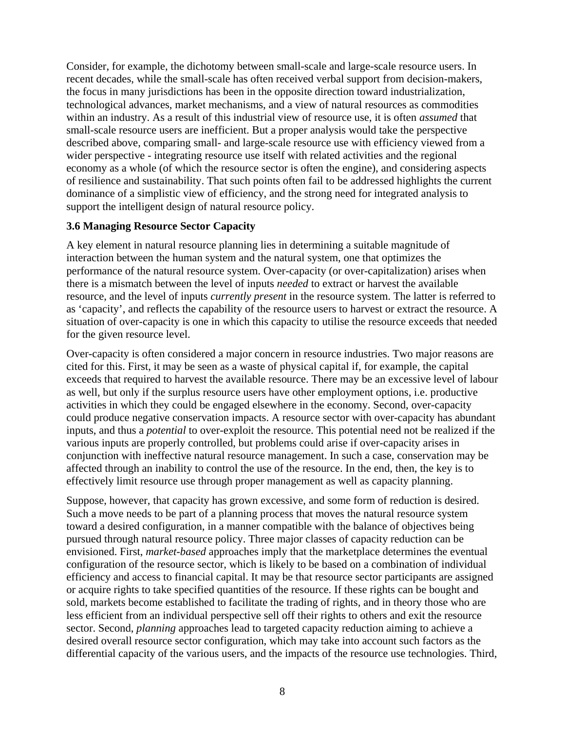Consider, for example, the dichotomy between small-scale and large-scale resource users. In recent decades, while the small-scale has often received verbal support from decision-makers, the focus in many jurisdictions has been in the opposite direction toward industrialization, technological advances, market mechanisms, and a view of natural resources as commodities within an industry. As a result of this industrial view of resource use, it is often *assumed* that small-scale resource users are inefficient. But a proper analysis would take the perspective described above, comparing small- and large-scale resource use with efficiency viewed from a wider perspective - integrating resource use itself with related activities and the regional economy as a whole (of which the resource sector is often the engine), and considering aspects of resilience and sustainability. That such points often fail to be addressed highlights the current dominance of a simplistic view of efficiency, and the strong need for integrated analysis to support the intelligent design of natural resource policy.

### 3.6 Managing Resource Sector Capacity

A key element in natural resource planning lies in determining a suitable magnitude of interaction between the human system and the natural system, one that optimizes the performance of the natural resource system. Over-capacity (or over-capitalization) arises when there is a mismatch between the level of inputs *needed* to extract or harvest the available resource, and the level of inputs *currently present* in the resource system. The latter is referred to as 'capacity', and reflects the capability of the resource users to harvest or extract the resource. A situation of over-capacity is one in which this capacity to utilise the resource exceeds that needed for the given resource level.

Over-capacity is often considered a major concern in resource industries. Two major reasons are cited for this. First, it may be seen as a waste of physical capital if, for example, the capital exceeds that required to harvest the available resource. There may be an excessive level of labour as well, but only if the surplus resource users have other employment options, i.e. productive activities in which they could be engaged elsewhere in the economy. Second, over-capacity could produce negative conservation impacts. A resource sector with over-capacity has abundant inputs, and thus a *potential* to over-exploit the resource. This potential need not be realized if the various inputs are properly controlled, but problems could arise if over-capacity arises in conjunction with ineffective natural resource management. In such a case, conservation may be affected through an inability to control the use of the resource. In the end, then, the key is to effectively limit resource use through proper management as well as capacity planning.

Suppose, however, that capacity has grown excessive, and some form of reduction is desired. Such a move needs to be part of a planning process that moves the natural resource system toward a desired configuration, in a manner compatible with the balance of objectives being pursued through natural resource policy. Three major classes of capacity reduction can be envisioned. First, *market-based* approaches imply that the marketplace determines the eventual configuration of the resource sector, which is likely to be based on a combination of individual efficiency and access to financial capital. It may be that resource sector participants are assigned or acquire rights to take specified quantities of the resource. If these rights can be bought and sold, markets become established to facilitate the trading of rights, and in theory those who are less efficient from an individual perspective sell off their rights to others and exit the resource sector. Second, *planning* approaches lead to targeted capacity reduction aiming to achieve a desired overall resource sector configuration, which may take into account such factors as the differential capacity of the various users, and the impacts of the resource use technologies. Third,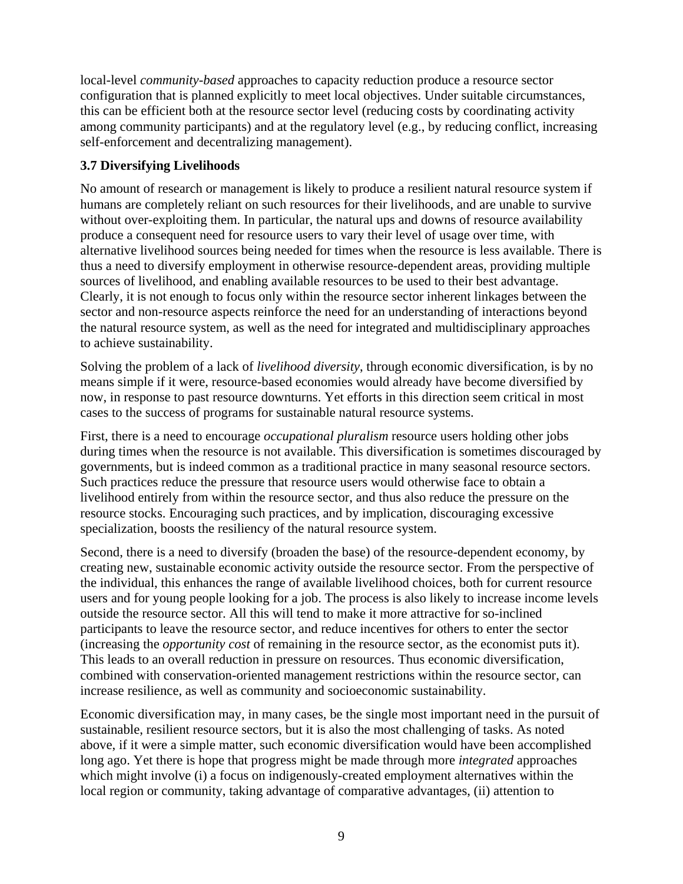local-level *community-based* approaches to capacity reduction produce a resource sector configuration that is planned explicitly to meet local objectives. Under suitable circumstances, this can be efficient both at the resource sector level (reducing costs by coordinating activity among community participants) and at the regulatory level (e.g., by reducing conflict, increasing self-enforcement and decentralizing management).

### 3.7 Diversifying Livelihoods

No amount of research or management is likely to produce a resilient natural resource system if humans are completely reliant on such resources for their livelihoods, and are unable to survive without over-exploiting them. In particular, the natural ups and downs of resource availability produce a consequent need for resource users to vary their level of usage over time, with alternative livelihood sources being needed for times when the resource is less available. There is thus a need to diversify employment in otherwise resource-dependent areas, providing multiple sources of livelihood, and enabling available resources to be used to their best advantage. Clearly, it is not enough to focus only within the resource sector inherent linkages between the sector and non-resource aspects reinforce the need for an understanding of interactions beyond the natural resource system, as well as the need for integrated and multidisciplinary approaches to achieve sustainability.

Solving the problem of a lack of *livelihood diversity*, through economic diversification, is by no means simple if it were, resource-based economies would already have become diversified by now, in response to past resource downturns. Yet efforts in this direction seem critical in most cases to the success of programs for sustainable natural resource systems.

First, there is a need to encourage *occupational pluralism* resource users holding other jobs during times when the resource is not available. This diversification is sometimes discouraged by governments, but is indeed common as a traditional practice in many seasonal resource sectors. Such practices reduce the pressure that resource users would otherwise face to obtain a livelihood entirely from within the resource sector, and thus also reduce the pressure on the resource stocks. Encouraging such practices, and by implication, discouraging excessive specialization, boosts the resiliency of the natural resource system.

Second, there is a need to diversify (broaden the base) of the resource-dependent economy, by creating new, sustainable economic activity outside the resource sector. From the perspective of the individual, this enhances the range of available livelihood choices, both for current resource users and for young people looking for a job. The process is also likely to increase income levels outside the resource sector. All this will tend to make it more attractive for so-inclined participants to leave the resource sector, and reduce incentives for others to enter the sector (increasing the *opportunity cost* of remaining in the resource sector, as the economist puts it). This leads to an overall reduction in pressure on resources. Thus economic diversification, combined with conservation-oriented management restrictions within the resource sector, can increase resilience, as well as community and socioeconomic sustainability.

Economic diversification may, in many cases, be the single most important need in the pursuit of sustainable, resilient resource sectors, but it is also the most challenging of tasks. As noted above, if it were a simple matter, such economic diversification would have been accomplished long ago. Yet there is hope that progress might be made through more *integrated* approaches which might involve (i) a focus on indigenously-created employment alternatives within the local region or community, taking advantage of comparative advantages, (ii) attention to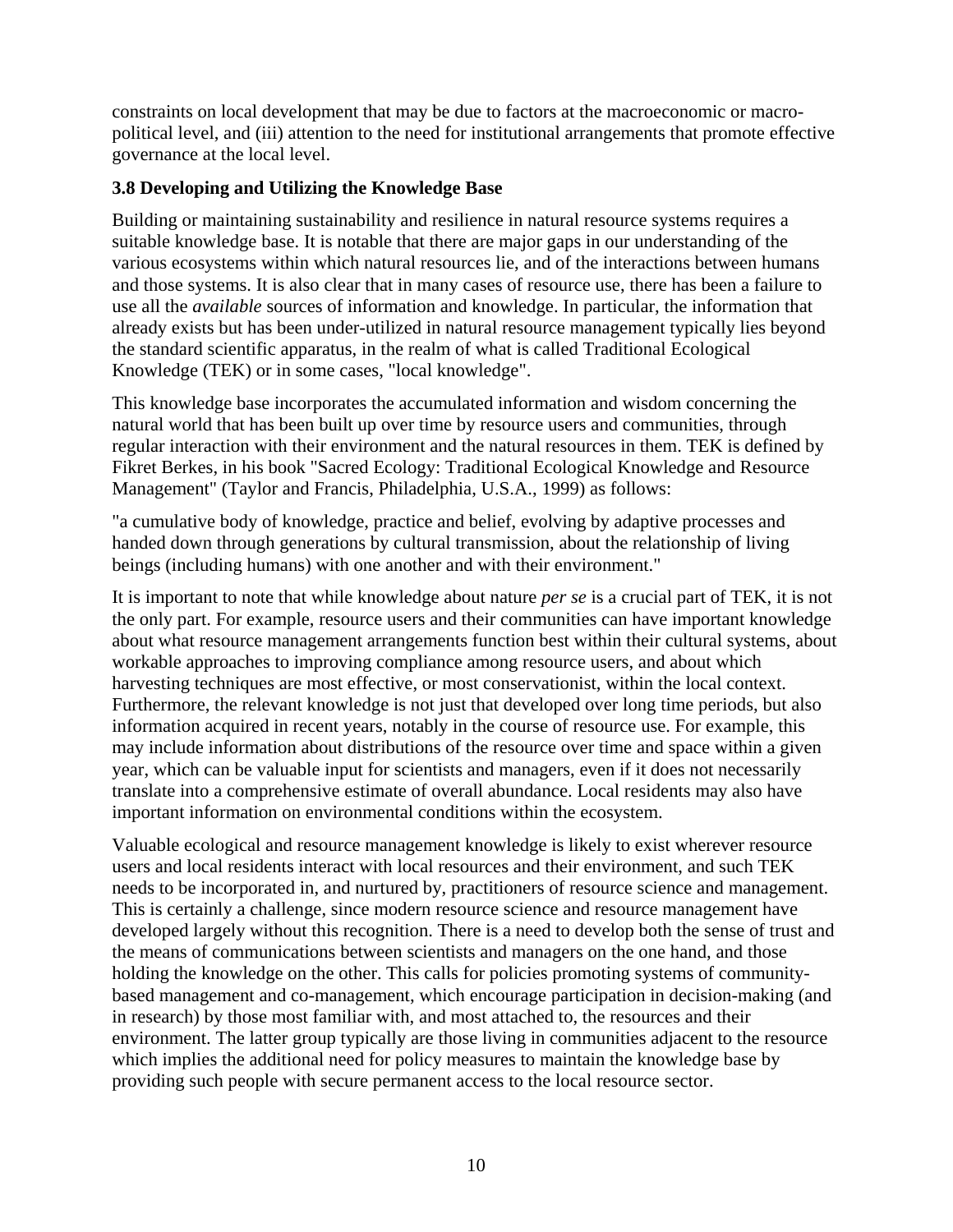constraints on local development that may be due to factors at the macroeconomic or macro-political level, and (iii) attention to the need for institutional arrangements that promote effective governance at the local level.

### 3.8 Developing and Utilizing the Knowledge Base

Building or maintaining sustainability and resilience in natural resource systems requires a suitable knowledge base. It is notable that there are major gaps in our understanding of the various ecosystems within which natural resources lie, and of the interactions between humans and those systems. It is also clear that in many cases of resource use, there has been a failure to use all the *available* sources of information and knowledge. In particular, the information that already exists but has been under-utilized in natural resource management typically lies beyond the standard scientific apparatus, in the realm of what is called Traditional Ecological Knowledge (TEK) or in some cases, "local knowledge".

This knowledge base incorporates the accumulated information and wisdom concerning the natural world that has been built up over time by resource users and communities, through regular interaction with their environment and the natural resources in them. TEK is defined by Fikret Berkes, in his book "Sacred Ecology: Traditional Ecological Knowledge and Resource Management" (Taylor and Francis, Philadelphia, U.S.A., 1999) as follows:

"a cumulative body of knowledge, practice and belief, evolving by adaptive processes and handed down through generations by cultural transmission, about the relationship of living beings (including humans) with one another and with their environment."

It is important to note that while knowledge about nature *per se* is a crucial part of TEK, it is not the only part. For example, resource users and their communities can have important knowledge about what resource management arrangements function best within their cultural systems, about workable approaches to improving compliance among resource users, and about which harvesting techniques are most effective, or most conservationist, within the local context. Furthermore, the relevant knowledge is not just that developed over long time periods, but also information acquired in recent years, notably in the course of resource use. For example, this may include information about distributions of the resource over time and space within a given year, which can be valuable input for scientists and managers, even if it does not necessarily translate into a comprehensive estimate of overall abundance. Local residents may also have important information on environmental conditions within the ecosystem.

Valuable ecological and resource management knowledge is likely to exist wherever resource users and local residents interact with local resources and their environment, and such TEK needs to be incorporated in, and nurtured by, practitioners of resource science and management. This is certainly a challenge, since modern resource science and resource management have developed largely without this recognition. There is a need to develop both the sense of trust and the means of communications between scientists and managers on the one hand, and those holding the knowledge on the other. This calls for policies promoting systems of community-based management and co-management, which encourage participation in decision-making (and in research) by those most familiar with, and most attached to, the resources and their environment. The latter group typically are those living in communities adjacent to the resource which implies the additional need for policy measures to maintain the knowledge base by providing such people with secure permanent access to the local resource sector.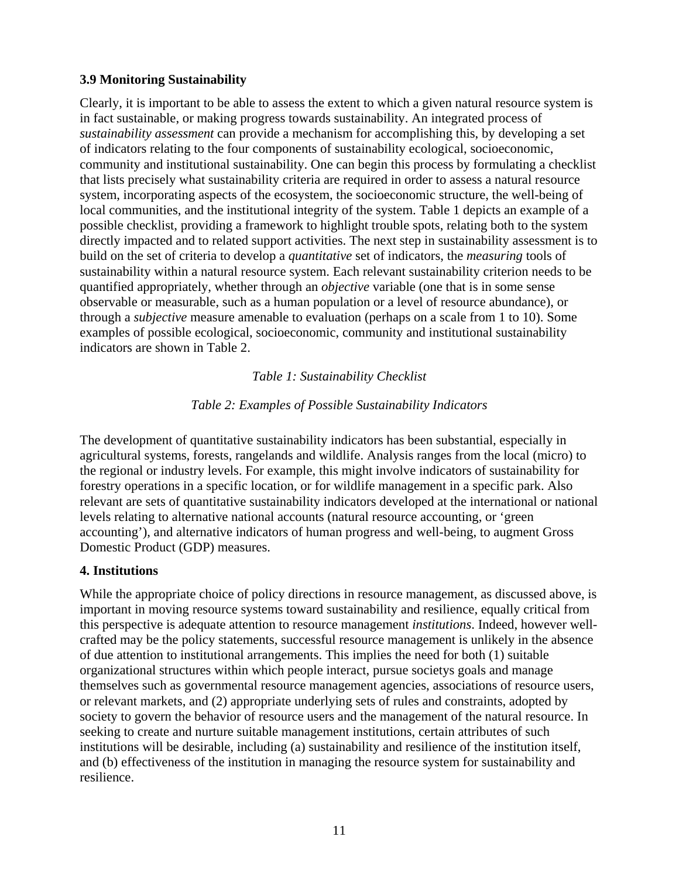### 3.9 Monitoring Sustainability

Clearly, it is important to be able to assess the extent to which a given natural resource system is in fact sustainable, or making progress towards sustainability. An integrated process of *sustainability assessment* can provide a mechanism for accomplishing this, by developing a set of indicators relating to the four components of sustainability ecological, socioeconomic, community and institutional sustainability. One can begin this process by formulating a checklist that lists precisely what sustainability criteria are required in order to assess a natural resource system, incorporating aspects of the ecosystem, the socioeconomic structure, the well-being of local communities, and the institutional integrity of the system. Table 1 depicts an example of a possible checklist, providing a framework to highlight trouble spots, relating both to the system directly impacted and to related support activities. The next step in sustainability assessment is to build on the set of criteria to develop a *quantitative* set of indicators, the *measuring* tools of sustainability within a natural resource system. Each relevant sustainability criterion needs to be quantified appropriately, whether through an *objective* variable (one that is in some sense observable or measurable, such as a human population or a level of resource abundance), or through a *subjective* measure amenable to evaluation (perhaps on a scale from 1 to 10). Some examples of possible ecological, socioeconomic, community and institutional sustainability indicators are shown in Table 2.

*Table 1: Sustainability Checklist*

*Table 2: Examples of Possible Sustainability Indicators*

The development of quantitative sustainability indicators has been substantial, especially in agricultural systems, forests, rangelands and wildlife. Analysis ranges from the local (micro) to the regional or industry levels. For example, this might involve indicators of sustainability for forestry operations in a specific location, or for wildlife management in a specific park. Also relevant are sets of quantitative sustainability indicators developed at the international or national levels relating to alternative national accounts (natural resource accounting, or 'green accounting'), and alternative indicators of human progress and well-being, to augment Gross Domestic Product (GDP) measures.

## 4. Institutions

While the appropriate choice of policy directions in resource management, as discussed above, is important in moving resource systems toward sustainability and resilience, equally critical from this perspective is adequate attention to resource management *institutions*. Indeed, however well-crafted may be the policy statements, successful resource management is unlikely in the absence of due attention to institutional arrangements. This implies the need for both (1) suitable organizational structures within which people interact, pursue societys goals and manage themselves such as governmental resource management agencies, associations of resource users, or relevant markets, and (2) appropriate underlying sets of rules and constraints, adopted by society to govern the behavior of resource users and the management of the natural resource. In seeking to create and nurture suitable management institutions, certain attributes of such institutions will be desirable, including (a) sustainability and resilience of the institution itself, and (b) effectiveness of the institution in managing the resource system for sustainability and resilience.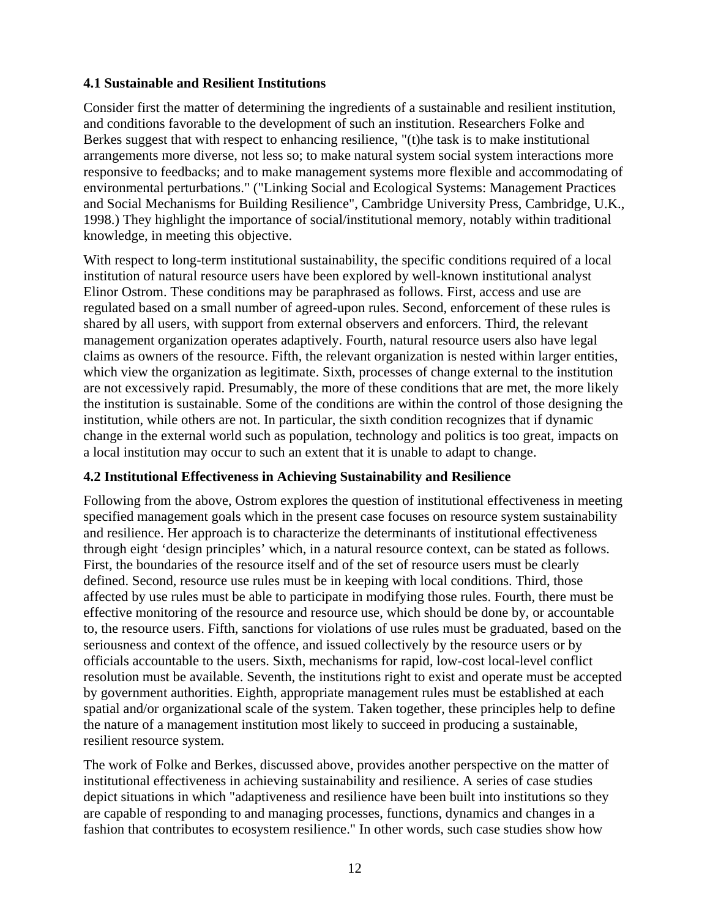### 4.1 Sustainable and Resilient Institutions

Consider first the matter of determining the ingredients of a sustainable and resilient institution, and conditions favorable to the development of such an institution. Researchers Folke and Berkes suggest that with respect to enhancing resilience, "(t)he task is to make institutional arrangements more diverse, not less so; to make natural system social system interactions more responsive to feedbacks; and to make management systems more flexible and accommodating of environmental perturbations." ("Linking Social and Ecological Systems: Management Practices and Social Mechanisms for Building Resilience", Cambridge University Press, Cambridge, U.K., 1998.) They highlight the importance of social/institutional memory, notably within traditional knowledge, in meeting this objective.

With respect to long-term institutional sustainability, the specific conditions required of a local institution of natural resource users have been explored by well-known institutional analyst Elinor Ostrom. These conditions may be paraphrased as follows. First, access and use are regulated based on a small number of agreed-upon rules. Second, enforcement of these rules is shared by all users, with support from external observers and enforcers. Third, the relevant management organization operates adaptively. Fourth, natural resource users also have legal claims as owners of the resource. Fifth, the relevant organization is nested within larger entities, which view the organization as legitimate. Sixth, processes of change external to the institution are not excessively rapid. Presumably, the more of these conditions that are met, the more likely the institution is sustainable. Some of the conditions are within the control of those designing the institution, while others are not. In particular, the sixth condition recognizes that if dynamic change in the external world such as population, technology and politics is too great, impacts on a local institution may occur to such an extent that it is unable to adapt to change.

### 4.2 Institutional Effectiveness in Achieving Sustainability and Resilience

Following from the above, Ostrom explores the question of institutional effectiveness in meeting specified management goals which in the present case focuses on resource system sustainability and resilience. Her approach is to characterize the determinants of institutional effectiveness through eight 'design principles' which, in a natural resource context, can be stated as follows. First, the boundaries of the resource itself and of the set of resource users must be clearly defined. Second, resource use rules must be in keeping with local conditions. Third, those affected by use rules must be able to participate in modifying those rules. Fourth, there must be effective monitoring of the resource and resource use, which should be done by, or accountable to, the resource users. Fifth, sanctions for violations of use rules must be graduated, based on the seriousness and context of the offence, and issued collectively by the resource users or by officials accountable to the users. Sixth, mechanisms for rapid, low-cost local-level conflict resolution must be available. Seventh, the institutions right to exist and operate must be accepted by government authorities. Eighth, appropriate management rules must be established at each spatial and/or organizational scale of the system. Taken together, these principles help to define the nature of a management institution most likely to succeed in producing a sustainable, resilient resource system.

The work of Folke and Berkes, discussed above, provides another perspective on the matter of institutional effectiveness in achieving sustainability and resilience. A series of case studies depict situations in which "adaptiveness and resilience have been built into institutions so they are capable of responding to and managing processes, functions, dynamics and changes in a fashion that contributes to ecosystem resilience." In other words, such case studies show how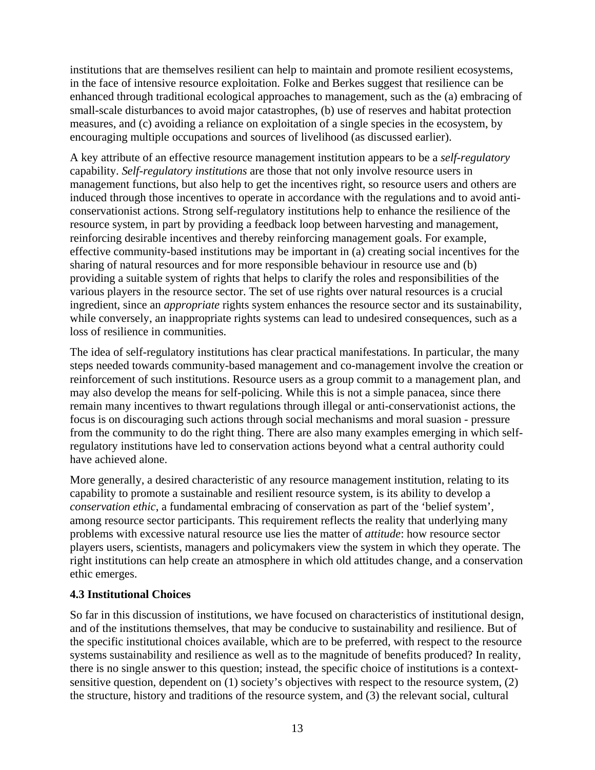institutions that are themselves resilient can help to maintain and promote resilient ecosystems, in the face of intensive resource exploitation. Folke and Berkes suggest that resilience can be enhanced through traditional ecological approaches to management, such as the (a) embracing of small-scale disturbances to avoid major catastrophes, (b) use of reserves and habitat protection measures, and (c) avoiding a reliance on exploitation of a single species in the ecosystem, by encouraging multiple occupations and sources of livelihood (as discussed earlier).

A key attribute of an effective resource management institution appears to be a *self-regulatory* capability. *Self-regulatory institutions* are those that not only involve resource users in management functions, but also help to get the incentives right, so resource users and others are induced through those incentives to operate in accordance with the regulations and to avoid anti-conservationist actions. Strong self-regulatory institutions help to enhance the resilience of the resource system, in part by providing a feedback loop between harvesting and management, reinforcing desirable incentives and thereby reinforcing management goals. For example, effective community-based institutions may be important in (a) creating social incentives for the sharing of natural resources and for more responsible behaviour in resource use and (b) providing a suitable system of rights that helps to clarify the roles and responsibilities of the various players in the resource sector. The set of use rights over natural resources is a crucial ingredient, since an *appropriate* rights system enhances the resource sector and its sustainability, while conversely, an inappropriate rights systems can lead to undesired consequences, such as a loss of resilience in communities.

The idea of self-regulatory institutions has clear practical manifestations. In particular, the many steps needed towards community-based management and co-management involve the creation or reinforcement of such institutions. Resource users as a group commit to a management plan, and may also develop the means for self-policing. While this is not a simple panacea, since there remain many incentives to thwart regulations through illegal or anti-conservationist actions, the focus is on discouraging such actions through social mechanisms and moral suasion - pressure from the community to do the right thing. There are also many examples emerging in which self-regulatory institutions have led to conservation actions beyond what a central authority could have achieved alone.

More generally, a desired characteristic of any resource management institution, relating to its capability to promote a sustainable and resilient resource system, is its ability to develop a *conservation ethic*, a fundamental embracing of conservation as part of the 'belief system', among resource sector participants. This requirement reflects the reality that underlying many problems with excessive natural resource use lies the matter of *attitude*: how resource sector players users, scientists, managers and policymakers view the system in which they operate. The right institutions can help create an atmosphere in which old attitudes change, and a conservation ethic emerges.

### 4.3 Institutional Choices

So far in this discussion of institutions, we have focused on characteristics of institutional design, and of the institutions themselves, that may be conducive to sustainability and resilience. But of the specific institutional choices available, which are to be preferred, with respect to the resource systems sustainability and resilience as well as to the magnitude of benefits produced? In reality, there is no single answer to this question; instead, the specific choice of institutions is a context-sensitive question, dependent on (1) society's objectives with respect to the resource system, (2) the structure, history and traditions of the resource system, and (3) the relevant social, cultural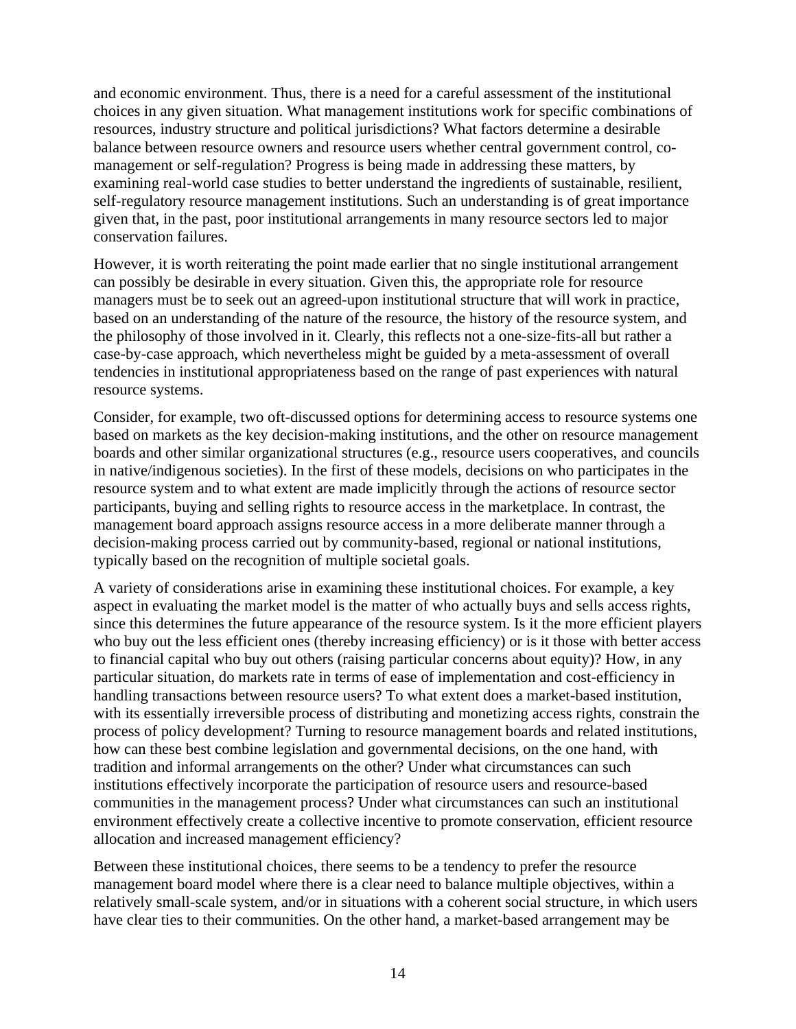and economic environment. Thus, there is a need for a careful assessment of the institutional choices in any given situation. What management institutions work for specific combinations of resources, industry structure and political jurisdictions? What factors determine a desirable balance between resource owners and resource users whether central government control, co-management or self-regulation? Progress is being made in addressing these matters, by examining real-world case studies to better understand the ingredients of sustainable, resilient, self-regulatory resource management institutions. Such an understanding is of great importance given that, in the past, poor institutional arrangements in many resource sectors led to major conservation failures.

However, it is worth reiterating the point made earlier that no single institutional arrangement can possibly be desirable in every situation. Given this, the appropriate role for resource managers must be to seek out an agreed-upon institutional structure that will work in practice, based on an understanding of the nature of the resource, the history of the resource system, and the philosophy of those involved in it. Clearly, this reflects not a one-size-fits-all but rather a case-by-case approach, which nevertheless might be guided by a meta-assessment of overall tendencies in institutional appropriateness based on the range of past experiences with natural resource systems.

Consider, for example, two oft-discussed options for determining access to resource systems one based on markets as the key decision-making institutions, and the other on resource management boards and other similar organizational structures (e.g., resource users cooperatives, and councils in native/indigenous societies). In the first of these models, decisions on who participates in the resource system and to what extent are made implicitly through the actions of resource sector participants, buying and selling rights to resource access in the marketplace. In contrast, the management board approach assigns resource access in a more deliberate manner through a decision-making process carried out by community-based, regional or national institutions, typically based on the recognition of multiple societal goals.

A variety of considerations arise in examining these institutional choices. For example, a key aspect in evaluating the market model is the matter of who actually buys and sells access rights, since this determines the future appearance of the resource system. Is it the more efficient players who buy out the less efficient ones (thereby increasing efficiency) or is it those with better access to financial capital who buy out others (raising particular concerns about equity)? How, in any particular situation, do markets rate in terms of ease of implementation and cost-efficiency in handling transactions between resource users? To what extent does a market-based institution, with its essentially irreversible process of distributing and monetizing access rights, constrain the process of policy development? Turning to resource management boards and related institutions, how can these best combine legislation and governmental decisions, on the one hand, with tradition and informal arrangements on the other? Under what circumstances can such institutions effectively incorporate the participation of resource users and resource-based communities in the management process? Under what circumstances can such an institutional environment effectively create a collective incentive to promote conservation, efficient resource allocation and increased management efficiency?

Between these institutional choices, there seems to be a tendency to prefer the resource management board model where there is a clear need to balance multiple objectives, within a relatively small-scale system, and/or in situations with a coherent social structure, in which users have clear ties to their communities. On the other hand, a market-based arrangement may be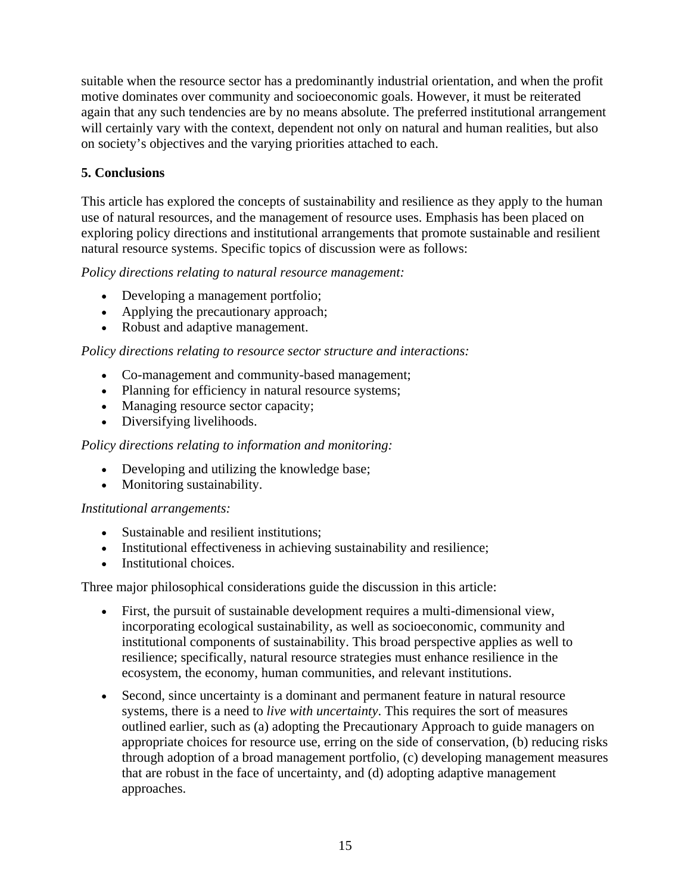suitable when the resource sector has a predominantly industrial orientation, and when the profit motive dominates over community and socioeconomic goals. However, it must be reiterated again that any such tendencies are by no means absolute. The preferred institutional arrangement will certainly vary with the context, dependent not only on natural and human realities, but also on society's objectives and the varying priorities attached to each.

## 5. Conclusions

This article has explored the concepts of sustainability and resilience as they apply to the human use of natural resources, and the management of resource uses. Emphasis has been placed on exploring policy directions and institutional arrangements that promote sustainable and resilient natural resource systems. Specific topics of discussion were as follows:

*Policy directions relating to natural resource management:*

- Developing a management portfolio;
- Applying the precautionary approach;
- Robust and adaptive management.

*Policy directions relating to resource sector structure and interactions:*

- Co-management and community-based management;
- Planning for efficiency in natural resource systems;
- Managing resource sector capacity;
- Diversifying livelihoods.

*Policy directions relating to information and monitoring:*

- Developing and utilizing the knowledge base;
- Monitoring sustainability.

*Institutional arrangements:*

- Sustainable and resilient institutions;
- Institutional effectiveness in achieving sustainability and resilience;
- Institutional choices.

Three major philosophical considerations guide the discussion in this article:

- First, the pursuit of sustainable development requires a multi-dimensional view, incorporating ecological sustainability, as well as socioeconomic, community and institutional components of sustainability. This broad perspective applies as well to resilience; specifically, natural resource strategies must enhance resilience in the ecosystem, the economy, human communities, and relevant institutions.
- Second, since uncertainty is a dominant and permanent feature in natural resource systems, there is a need to *live with uncertainty*. This requires the sort of measures outlined earlier, such as (a) adopting the Precautionary Approach to guide managers on appropriate choices for resource use, erring on the side of conservation, (b) reducing risks through adoption of a broad management portfolio, (c) developing management measures that are robust in the face of uncertainty, and (d) adopting adaptive management approaches.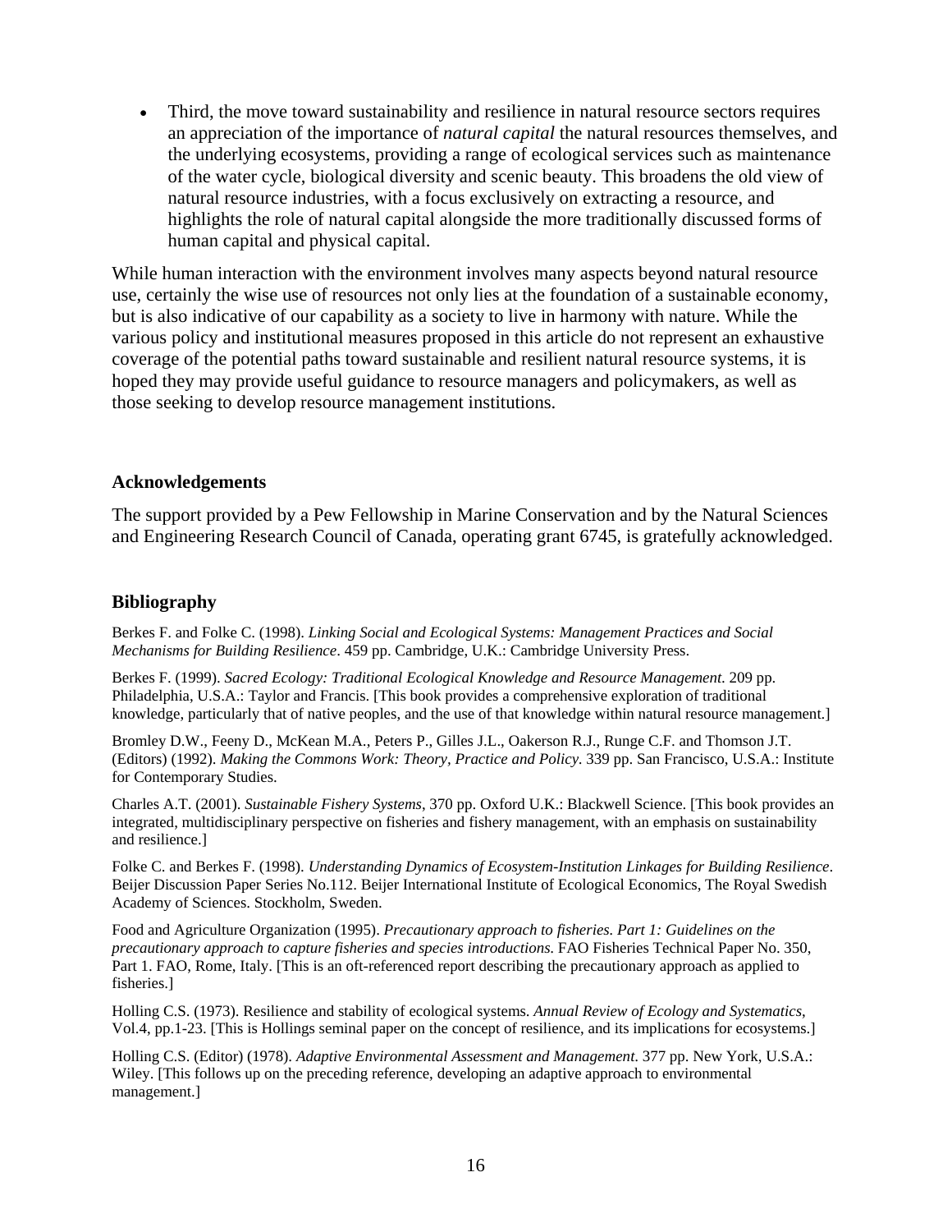- Third, the move toward sustainability and resilience in natural resource sectors requires an appreciation of the importance of *natural capital* the natural resources themselves, and the underlying ecosystems, providing a range of ecological services such as maintenance of the water cycle, biological diversity and scenic beauty. This broadens the old view of natural resource industries, with a focus exclusively on extracting a resource, and highlights the role of natural capital alongside the more traditionally discussed forms of human capital and physical capital.

While human interaction with the environment involves many aspects beyond natural resource use, certainly the wise use of resources not only lies at the foundation of a sustainable economy, but is also indicative of our capability as a society to live in harmony with nature. While the various policy and institutional measures proposed in this article do not represent an exhaustive coverage of the potential paths toward sustainable and resilient natural resource systems, it is hoped they may provide useful guidance to resource managers and policymakers, as well as those seeking to develop resource management institutions.

## Acknowledgements

The support provided by a Pew Fellowship in Marine Conservation and by the Natural Sciences and Engineering Research Council of Canada, operating grant 6745, is gratefully acknowledged.

## Bibliography

Berkes F. and Folke C. (1998). *Linking Social and Ecological Systems: Management Practices and Social Mechanisms for Building Resilience*. 459 pp. Cambridge, U.K.: Cambridge University Press.

Berkes F. (1999). *Sacred Ecology: Traditional Ecological Knowledge and Resource Management*. 209 pp. Philadelphia, U.S.A.: Taylor and Francis. [This book provides a comprehensive exploration of traditional knowledge, particularly that of native peoples, and the use of that knowledge within natural resource management.]

Bromley D.W., Feeny D., McKean M.A., Peters P., Gilles J.L., Oakerson R.J., Runge C.F. and Thomson J.T. (Editors) (1992). *Making the Commons Work: Theory, Practice and Policy*. 339 pp. San Francisco, U.S.A.: Institute for Contemporary Studies.

Charles A.T. (2001). *Sustainable Fishery Systems*, 370 pp. Oxford U.K.: Blackwell Science. [This book provides an integrated, multidisciplinary perspective on fisheries and fishery management, with an emphasis on sustainability and resilience.]

Folke C. and Berkes F. (1998). *Understanding Dynamics of Ecosystem-Institution Linkages for Building Resilience*. Beijer Discussion Paper Series No.112. Beijer International Institute of Ecological Economics, The Royal Swedish Academy of Sciences. Stockholm, Sweden.

Food and Agriculture Organization (1995). *Precautionary approach to fisheries. Part 1: Guidelines on the precautionary approach to capture fisheries and species introductions*. FAO Fisheries Technical Paper No. 350, Part 1. FAO, Rome, Italy. [This is an oft-referenced report describing the precautionary approach as applied to fisheries.]

Holling C.S. (1973). Resilience and stability of ecological systems. *Annual Review of Ecology and Systematics*, Vol.4, pp.1-23. [This is Hollings seminal paper on the concept of resilience, and its implications for ecosystems.]

Holling C.S. (Editor) (1978). *Adaptive Environmental Assessment and Management*. 377 pp. New York, U.S.A.: Wiley. [This follows up on the preceding reference, developing an adaptive approach to environmental management.]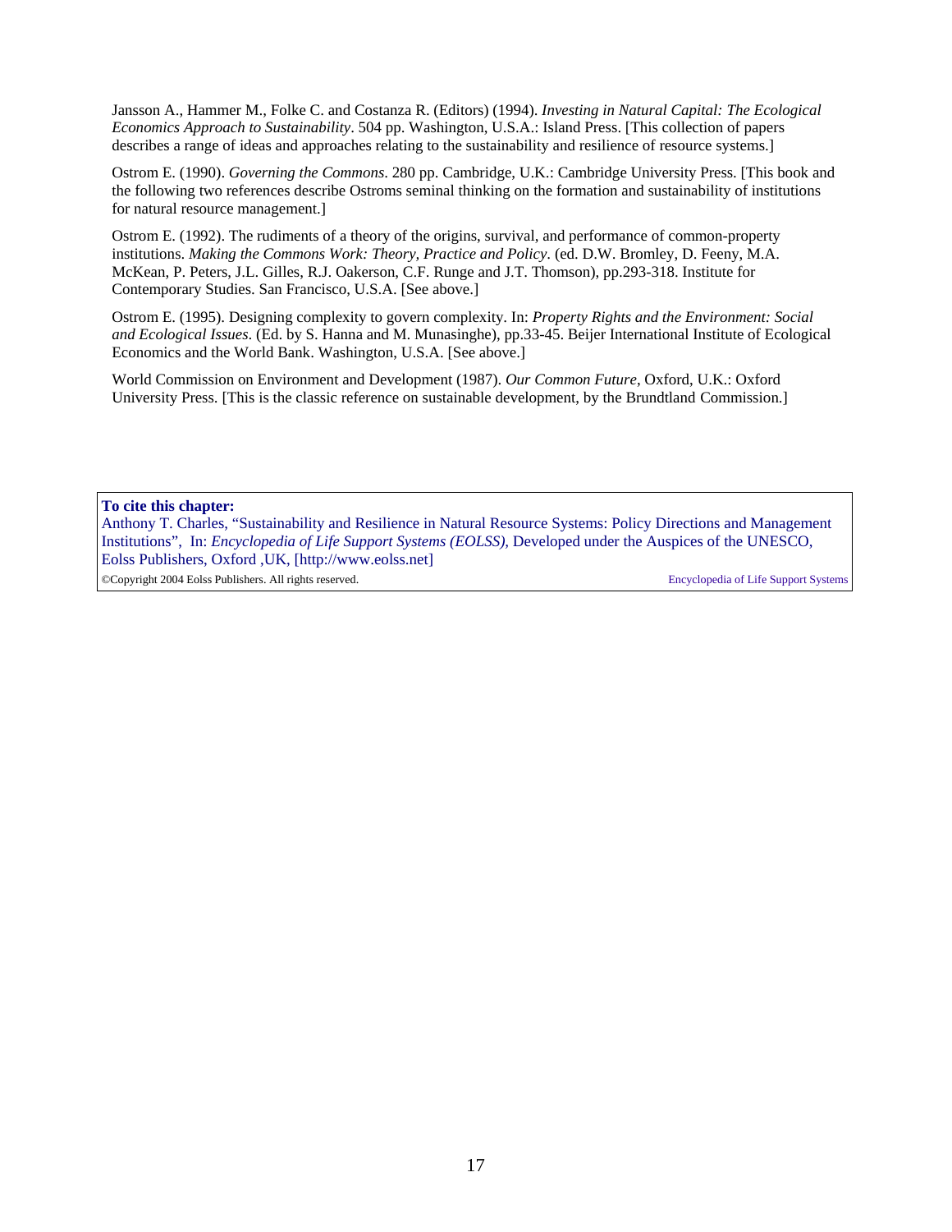Jansson A., Hammer M., Folke C. and Costanza R. (Editors) (1994). *Investing in Natural Capital: The Ecological Economics Approach to Sustainability*. 504 pp. Washington, U.S.A.: Island Press. [This collection of papers describes a range of ideas and approaches relating to the sustainability and resilience of resource systems.]

Ostrom E. (1990). *Governing the Commons*. 280 pp. Cambridge, U.K.: Cambridge University Press. [This book and the following two references describe Ostroms seminal thinking on the formation and sustainability of institutions for natural resource management.]

Ostrom E. (1992). The rudiments of a theory of the origins, survival, and performance of common-property institutions. *Making the Commons Work: Theory, Practice and Policy*. (ed. D.W. Bromley, D. Feeny, M.A. McKean, P. Peters, J.L. Gilles, R.J. Oakerson, C.F. Runge and J.T. Thomson), pp.293-318. Institute for Contemporary Studies. San Francisco, U.S.A. [See above.]

Ostrom E. (1995). Designing complexity to govern complexity. In: *Property Rights and the Environment: Social and Ecological Issues*. (Ed. by S. Hanna and M. Munasinghe), pp.33-45. Beijer International Institute of Ecological Economics and the World Bank. Washington, U.S.A. [See above.]

World Commission on Environment and Development (1987). *Our Common Future*, Oxford, U.K.: Oxford University Press. [This is the classic reference on sustainable development, by the Brundtland Commission.]

**To cite this chapter:**
Anthony T. Charles, "Sustainability and Resilience in Natural Resource Systems: Policy Directions and Management Institutions", In: *Encyclopedia of Life Support Systems (EOLSS),* Developed under the Auspices of the UNESCO, Eolss Publishers, Oxford ,UK, [http://www.eolss.net]

©Copyright 2004 Eolss Publishers. All rights reserved.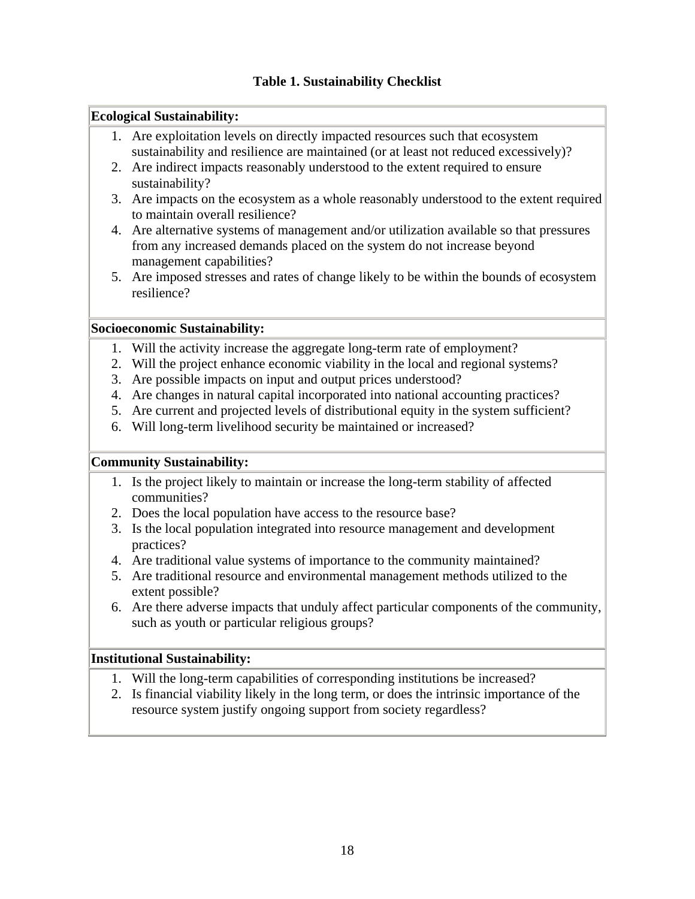**Table 1. Sustainability Checklist**

**Ecological Sustainability:**

1. Are exploitation levels on directly impacted resources such that ecosystem sustainability and resilience are maintained (or at least not reduced excessively)?
2. Are indirect impacts reasonably understood to the extent required to ensure sustainability?
3. Are impacts on the ecosystem as a whole reasonably understood to the extent required to maintain overall resilience?
4. Are alternative systems of management and/or utilization available so that pressures from any increased demands placed on the system do not increase beyond management capabilities?
5. Are imposed stresses and rates of change likely to be within the bounds of ecosystem resilience?

**Socioeconomic Sustainability:**

1. Will the activity increase the aggregate long-term rate of employment?
2. Will the project enhance economic viability in the local and regional systems?
3. Are possible impacts on input and output prices understood?
4. Are changes in natural capital incorporated into national accounting practices?
5. Are current and projected levels of distributional equity in the system sufficient?
6. Will long-term livelihood security be maintained or increased?

**Community Sustainability:**

1. Is the project likely to maintain or increase the long-term stability of affected communities?
2. Does the local population have access to the resource base?
3. Is the local population integrated into resource management and development practices?
4. Are traditional value systems of importance to the community maintained?
5. Are traditional resource and environmental management methods utilized to the extent possible?
6. Are there adverse impacts that unduly affect particular components of the community, such as youth or particular religious groups?

**Institutional Sustainability:**

1. Will the long-term capabilities of corresponding institutions be increased?
2. Is financial viability likely in the long term, or does the intrinsic importance of the resource system justify ongoing support from society regardless?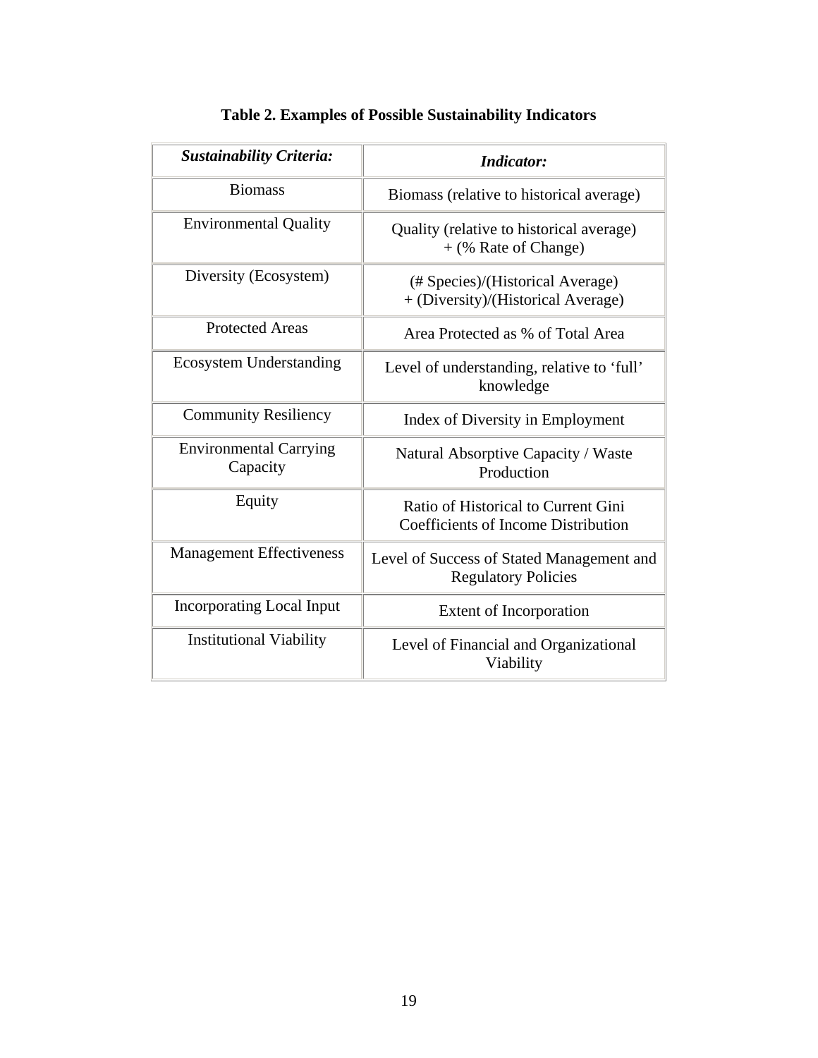**Table 2. Examples of Possible Sustainability Indicators**

| ***Sustainability Criteria:*** | ***Indicator:*** |
|---|---|
| Biomass | Biomass (relative to historical average) |
| Environmental Quality | Quality (relative to historical average) + (% Rate of Change) |
| Diversity (Ecosystem) | (# Species)/(Historical Average) + (Diversity)/(Historical Average) |
| Protected Areas | Area Protected as % of Total Area |
| Ecosystem Understanding | Level of understanding, relative to 'full' knowledge |
| Community Resiliency | Index of Diversity in Employment |
| Environmental Carrying Capacity | Natural Absorptive Capacity / Waste Production |
| Equity | Ratio of Historical to Current Gini Coefficients of Income Distribution |
| Management Effectiveness | Level of Success of Stated Management and Regulatory Policies |
| Incorporating Local Input | Extent of Incorporation |
| Institutional Viability | Level of Financial and Organizational Viability |